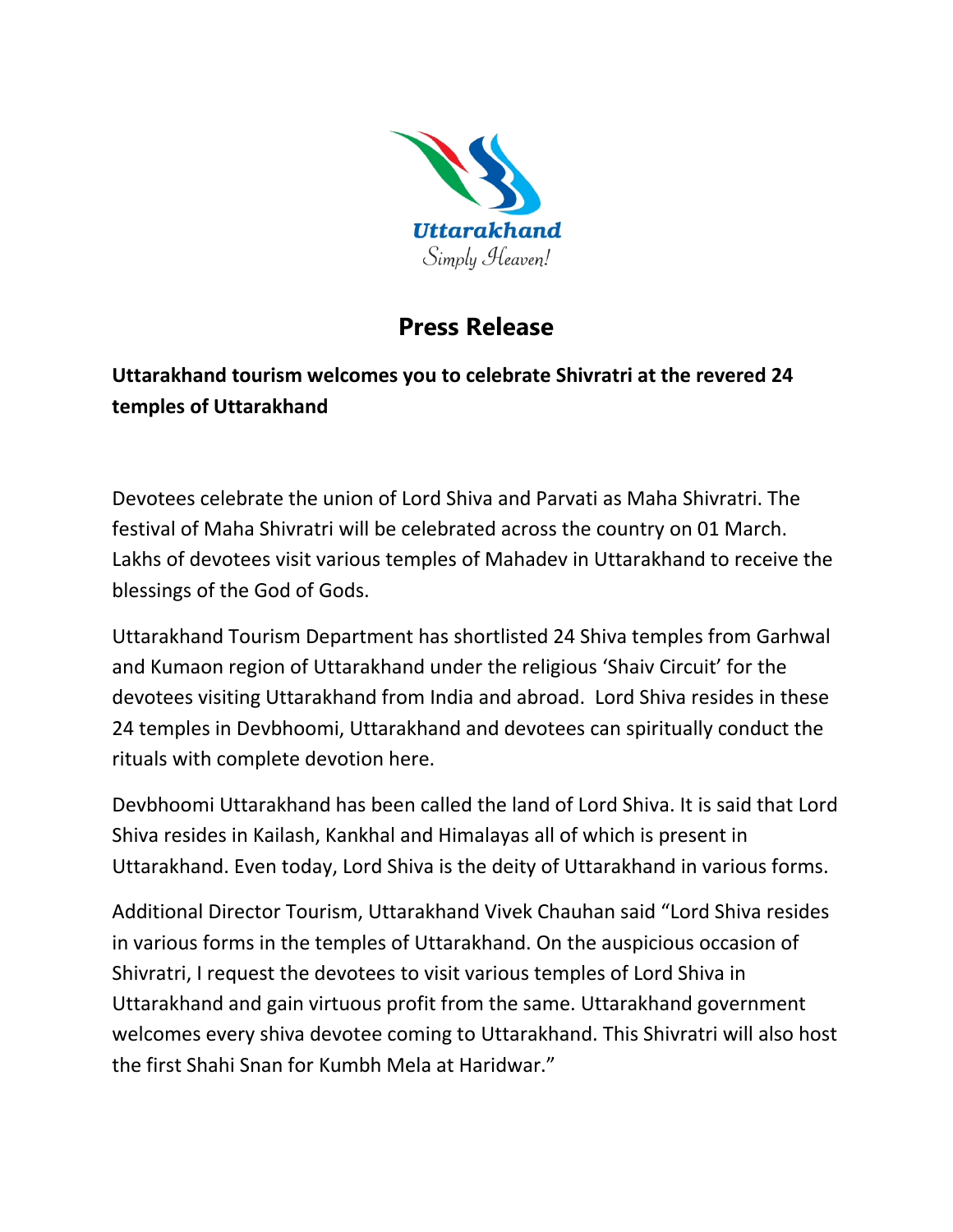Uttarakhand

Simply Heaven!

# Press Release

**Uttarakhand tourism welcomes you to celebrate Shivratri at the revered 24 temples of Uttarakhand**

Devotees celebrate the union of Lord Shiva and Parvati as Maha Shivratri. The festival of Maha Shivratri will be celebrated across the country on 01 March. Lakhs of devotees visit various temples of Mahadev in Uttarakhand to receive the blessings of the God of Gods.

Uttarakhand Tourism Department has shortlisted 24 Shiva temples from Garhwal and Kumaon region of Uttarakhand under the religious 'Shaiv Circuit' for the devotees visiting Uttarakhand from India and abroad. Lord Shiva resides in these 24 temples in Devbhoomi, Uttarakhand and devotees can spiritually conduct the rituals with complete devotion here.

Devbhoomi Uttarakhand has been called the land of Lord Shiva. It is said that Lord Shiva resides in Kailash, Kankhal and Himalayas all of which is present in Uttarakhand. Even today, Lord Shiva is the deity of Uttarakhand in various forms.

Additional Director Tourism, Uttarakhand Vivek Chauhan said "Lord Shiva resides in various forms in the temples of Uttarakhand. On the auspicious occasion of Shivratri, I request the devotees to visit various temples of Lord Shiva in Uttarakhand and gain virtuous profit from the same. Uttarakhand government welcomes every shiva devotee coming to Uttarakhand. This Shivratri will also host the first Shahi Snan for Kumbh Mela at Haridwar."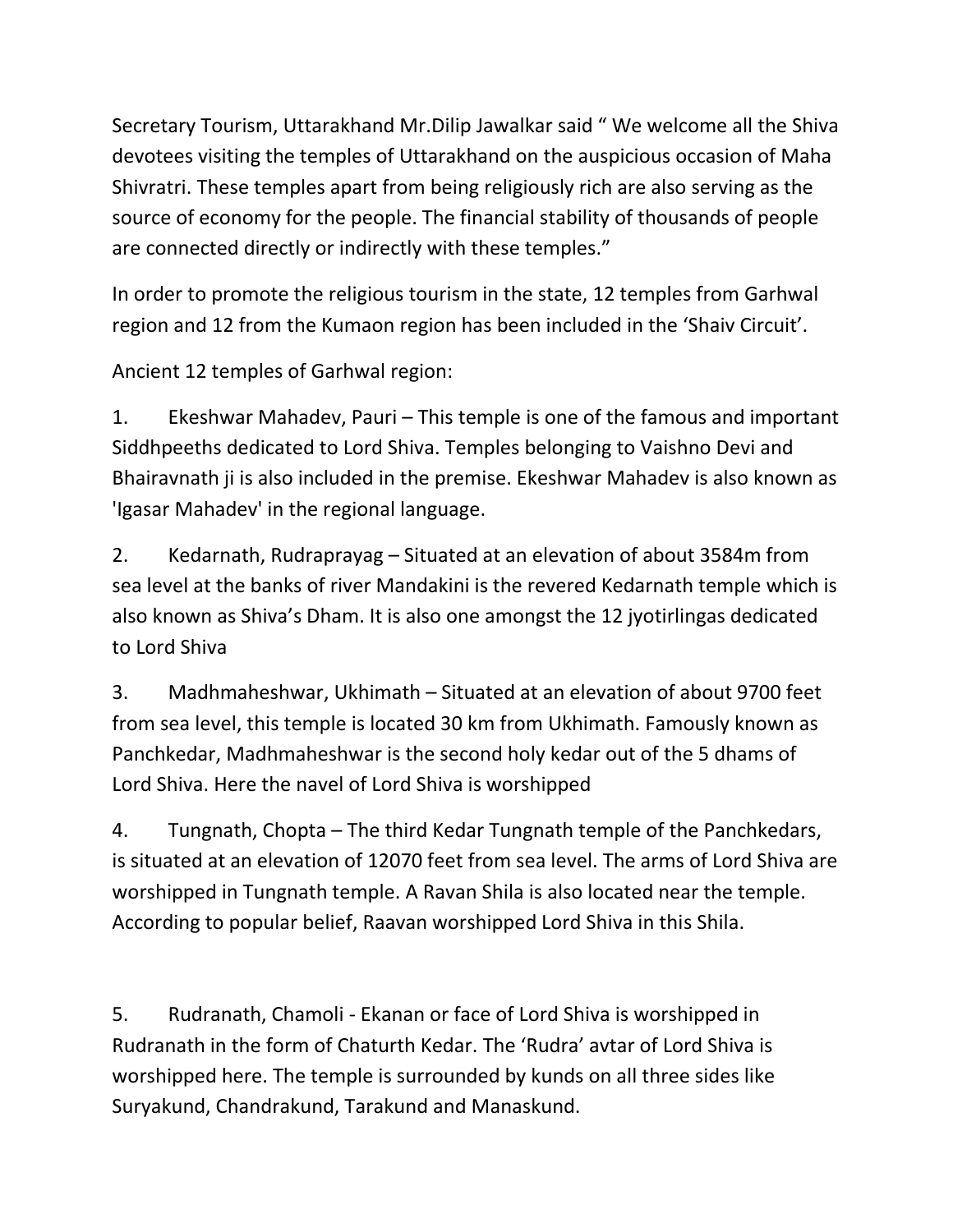Secretary Tourism, Uttarakhand Mr.Dilip Jawalkar said " We welcome all the Shiva devotees visiting the temples of Uttarakhand on the auspicious occasion of Maha Shivratri. These temples apart from being religiously rich are also serving as the source of economy for the people. The financial stability of thousands of people are connected directly or indirectly with these temples."

In order to promote the religious tourism in the state, 12 temples from Garhwal region and 12 from the Kumaon region has been included in the 'Shaiv Circuit'.

Ancient 12 temples of Garhwal region:

1. Ekeshwar Mahadev, Pauri – This temple is one of the famous and important Siddhpeeths dedicated to Lord Shiva. Temples belonging to Vaishno Devi and Bhairavnath ji is also included in the premise. Ekeshwar Mahadev is also known as 'Igasar Mahadev' in the regional language.

2. Kedarnath, Rudraprayag – Situated at an elevation of about 3584m from sea level at the banks of river Mandakini is the revered Kedarnath temple which is also known as Shiva's Dham. It is also one amongst the 12 jyotirlingas dedicated to Lord Shiva

3. Madhmaheshwar, Ukhimath – Situated at an elevation of about 9700 feet from sea level, this temple is located 30 km from Ukhimath. Famously known as Panchkedar, Madhmaheshwar is the second holy kedar out of the 5 dhams of Lord Shiva. Here the navel of Lord Shiva is worshipped

4. Tungnath, Chopta – The third Kedar Tungnath temple of the Panchkedars, is situated at an elevation of 12070 feet from sea level. The arms of Lord Shiva are worshipped in Tungnath temple. A Ravan Shila is also located near the temple. According to popular belief, Raavan worshipped Lord Shiva in this Shila.

5. Rudranath, Chamoli - Ekanan or face of Lord Shiva is worshipped in Rudranath in the form of Chaturth Kedar. The 'Rudra' avtar of Lord Shiva is worshipped here. The temple is surrounded by kunds on all three sides like Suryakund, Chandrakund, Tarakund and Manaskund.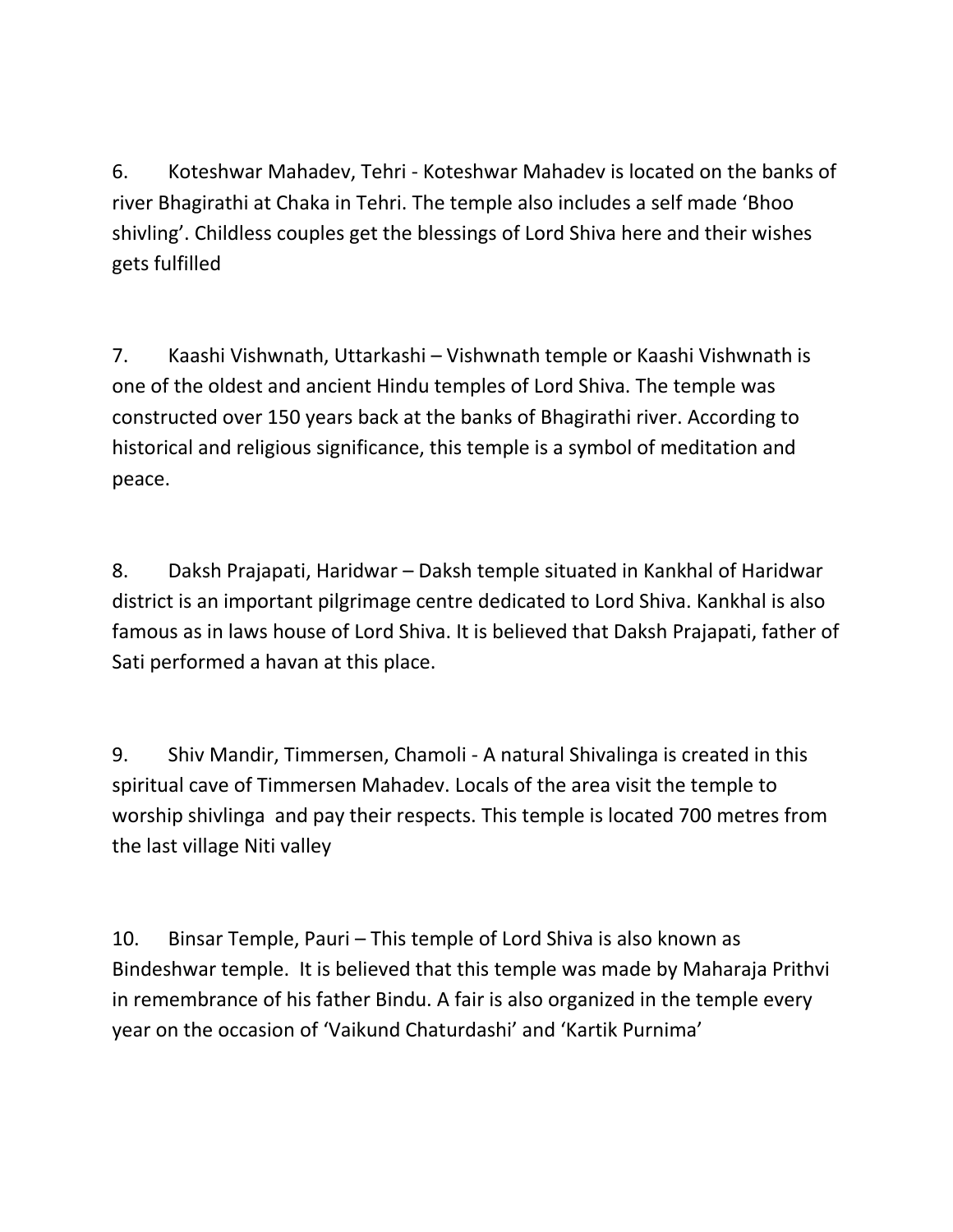6. Koteshwar Mahadev, Tehri - Koteshwar Mahadev is located on the banks of river Bhagirathi at Chaka in Tehri. The temple also includes a self made 'Bhoo shivling'. Childless couples get the blessings of Lord Shiva here and their wishes gets fulfilled

7. Kaashi Vishwnath, Uttarkashi – Vishwnath temple or Kaashi Vishwnath is one of the oldest and ancient Hindu temples of Lord Shiva. The temple was constructed over 150 years back at the banks of Bhagirathi river. According to historical and religious significance, this temple is a symbol of meditation and peace.

8. Daksh Prajapati, Haridwar – Daksh temple situated in Kankhal of Haridwar district is an important pilgrimage centre dedicated to Lord Shiva. Kankhal is also famous as in laws house of Lord Shiva. It is believed that Daksh Prajapati, father of Sati performed a havan at this place.

9. Shiv Mandir, Timmersen, Chamoli - A natural Shivalinga is created in this spiritual cave of Timmersen Mahadev. Locals of the area visit the temple to worship shivlinga and pay their respects. This temple is located 700 metres from the last village Niti valley

10. Binsar Temple, Pauri – This temple of Lord Shiva is also known as Bindeshwar temple. It is believed that this temple was made by Maharaja Prithvi in remembrance of his father Bindu. A fair is also organized in the temple every year on the occasion of 'Vaikund Chaturdashi' and 'Kartik Purnima'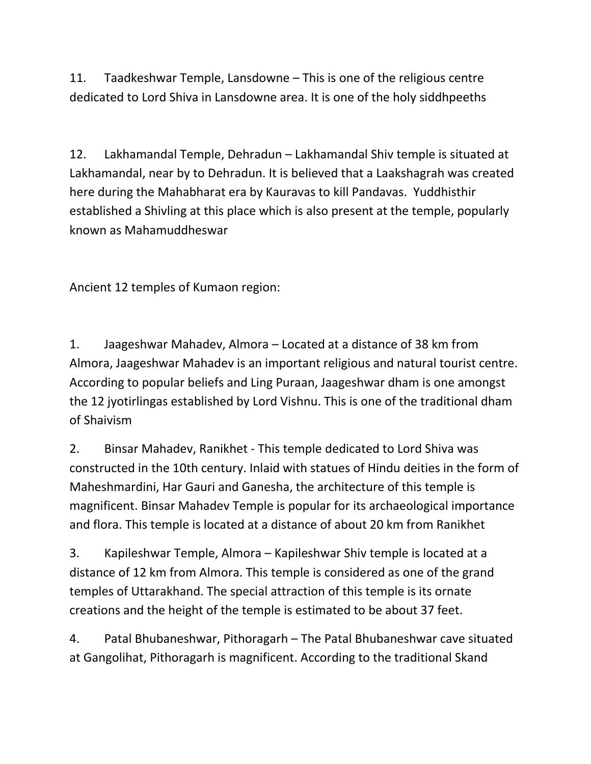11. Taadkeshwar Temple, Lansdowne – This is one of the religious centre dedicated to Lord Shiva in Lansdowne area. It is one of the holy siddhpeeths

12. Lakhamandal Temple, Dehradun – Lakhamandal Shiv temple is situated at Lakhamandal, near by to Dehradun. It is believed that a Laakshagrah was created here during the Mahabharat era by Kauravas to kill Pandavas. Yuddhisthir established a Shivling at this place which is also present at the temple, popularly known as Mahamuddheswar

Ancient 12 temples of Kumaon region:

1. Jaageshwar Mahadev, Almora – Located at a distance of 38 km from Almora, Jaageshwar Mahadev is an important religious and natural tourist centre. According to popular beliefs and Ling Puraan, Jaageshwar dham is one amongst the 12 jyotirlingas established by Lord Vishnu. This is one of the traditional dham of Shaivism

2. Binsar Mahadev, Ranikhet - This temple dedicated to Lord Shiva was constructed in the 10th century. Inlaid with statues of Hindu deities in the form of Maheshmardini, Har Gauri and Ganesha, the architecture of this temple is magnificent. Binsar Mahadev Temple is popular for its archaeological importance and flora. This temple is located at a distance of about 20 km from Ranikhet

3. Kapileshwar Temple, Almora – Kapileshwar Shiv temple is located at a distance of 12 km from Almora. This temple is considered as one of the grand temples of Uttarakhand. The special attraction of this temple is its ornate creations and the height of the temple is estimated to be about 37 feet.

4. Patal Bhubaneshwar, Pithoragarh – The Patal Bhubaneshwar cave situated at Gangolihat, Pithoragarh is magnificent. According to the traditional Skand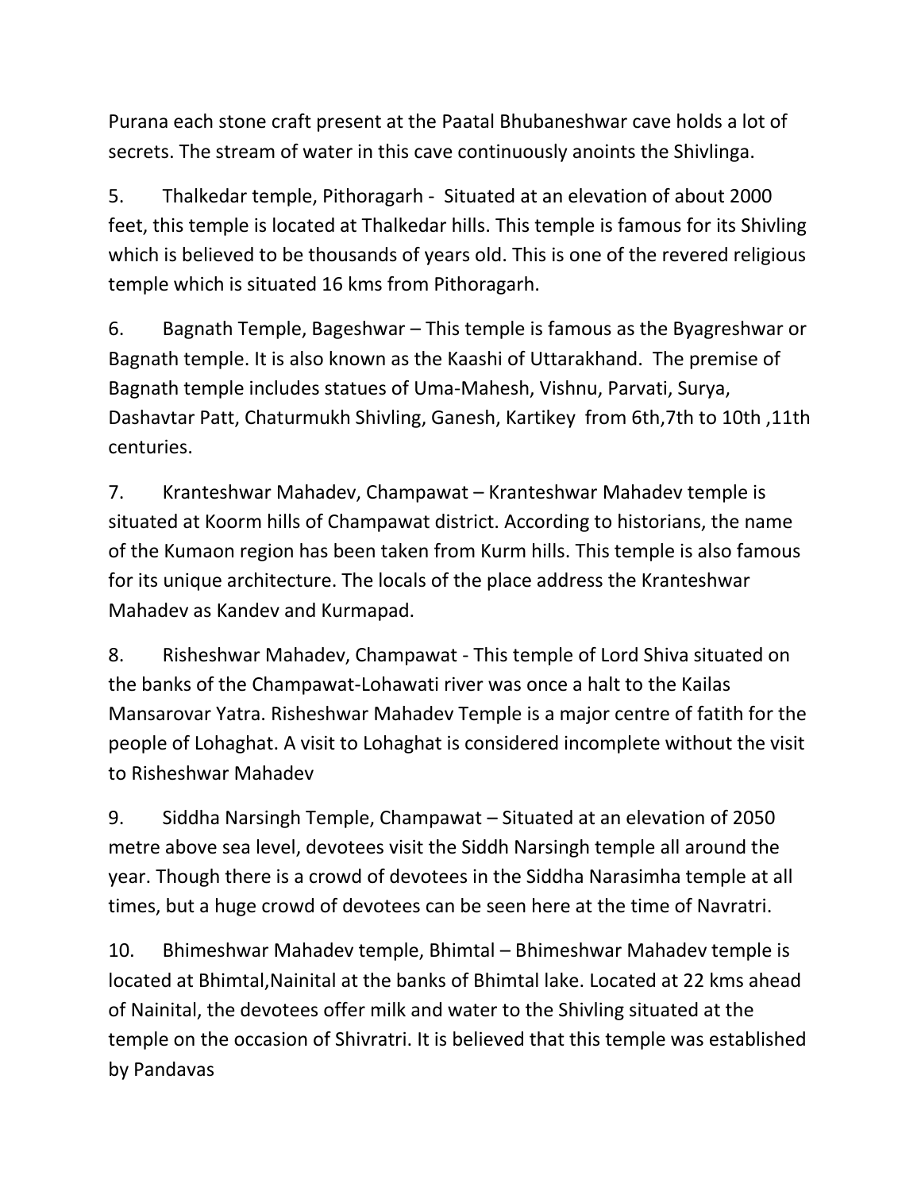Purana each stone craft present at the Paatal Bhubaneshwar cave holds a lot of secrets. The stream of water in this cave continuously anoints the Shivlinga.

5. Thalkedar temple, Pithoragarh - Situated at an elevation of about 2000 feet, this temple is located at Thalkedar hills. This temple is famous for its Shivling which is believed to be thousands of years old. This is one of the revered religious temple which is situated 16 kms from Pithoragarh.

6. Bagnath Temple, Bageshwar – This temple is famous as the Byagreshwar or Bagnath temple. It is also known as the Kaashi of Uttarakhand. The premise of Bagnath temple includes statues of Uma-Mahesh, Vishnu, Parvati, Surya, Dashavtar Patt, Chaturmukh Shivling, Ganesh, Kartikey from 6th,7th to 10th ,11th centuries.

7. Kranteshwar Mahadev, Champawat – Kranteshwar Mahadev temple is situated at Koorm hills of Champawat district. According to historians, the name of the Kumaon region has been taken from Kurm hills. This temple is also famous for its unique architecture. The locals of the place address the Kranteshwar Mahadev as Kandev and Kurmapad.

8. Risheshwar Mahadev, Champawat - This temple of Lord Shiva situated on the banks of the Champawat-Lohawati river was once a halt to the Kailas Mansarovar Yatra. Risheshwar Mahadev Temple is a major centre of fatith for the people of Lohaghat. A visit to Lohaghat is considered incomplete without the visit to Risheshwar Mahadev

9. Siddha Narsingh Temple, Champawat – Situated at an elevation of 2050 metre above sea level, devotees visit the Siddh Narsingh temple all around the year. Though there is a crowd of devotees in the Siddha Narasimha temple at all times, but a huge crowd of devotees can be seen here at the time of Navratri.

10. Bhimeshwar Mahadev temple, Bhimtal – Bhimeshwar Mahadev temple is located at Bhimtal,Nainital at the banks of Bhimtal lake. Located at 22 kms ahead of Nainital, the devotees offer milk and water to the Shivling situated at the temple on the occasion of Shivratri. It is believed that this temple was established by Pandavas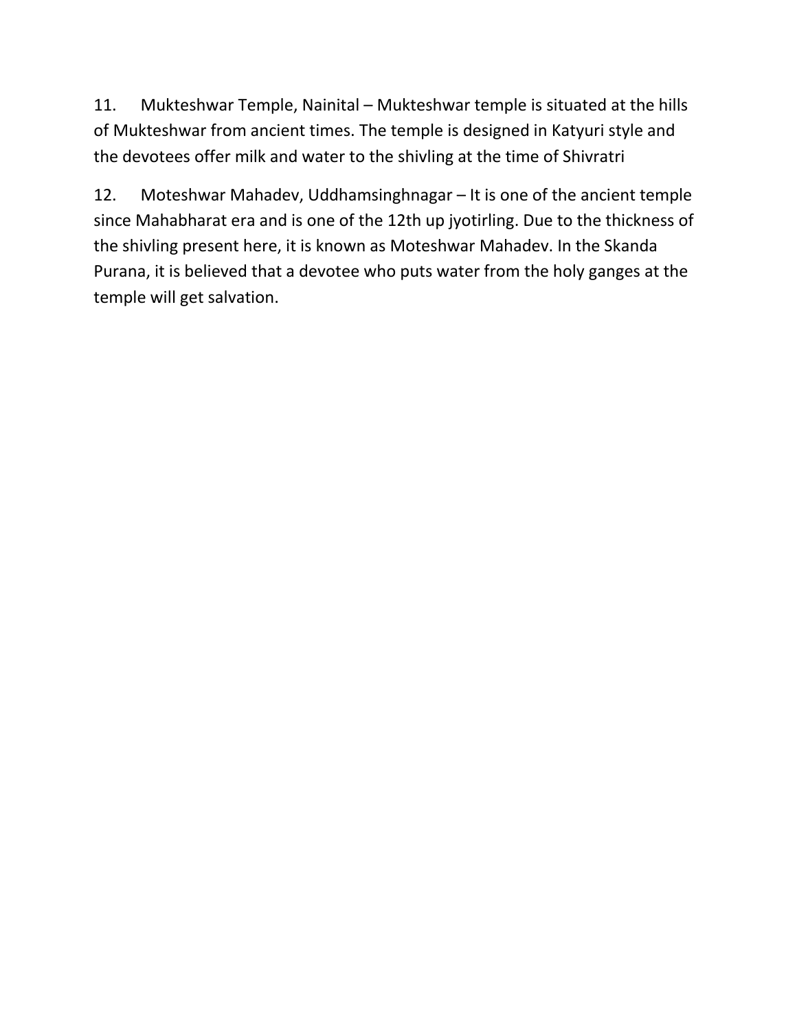11. Mukteshwar Temple, Nainital – Mukteshwar temple is situated at the hills of Mukteshwar from ancient times. The temple is designed in Katyuri style and the devotees offer milk and water to the shivling at the time of Shivratri

12. Moteshwar Mahadev, Uddhamsinghnagar – It is one of the ancient temple since Mahabharat era and is one of the 12th up jyotirling. Due to the thickness of the shivling present here, it is known as Moteshwar Mahadev. In the Skanda Purana, it is believed that a devotee who puts water from the holy ganges at the temple will get salvation.